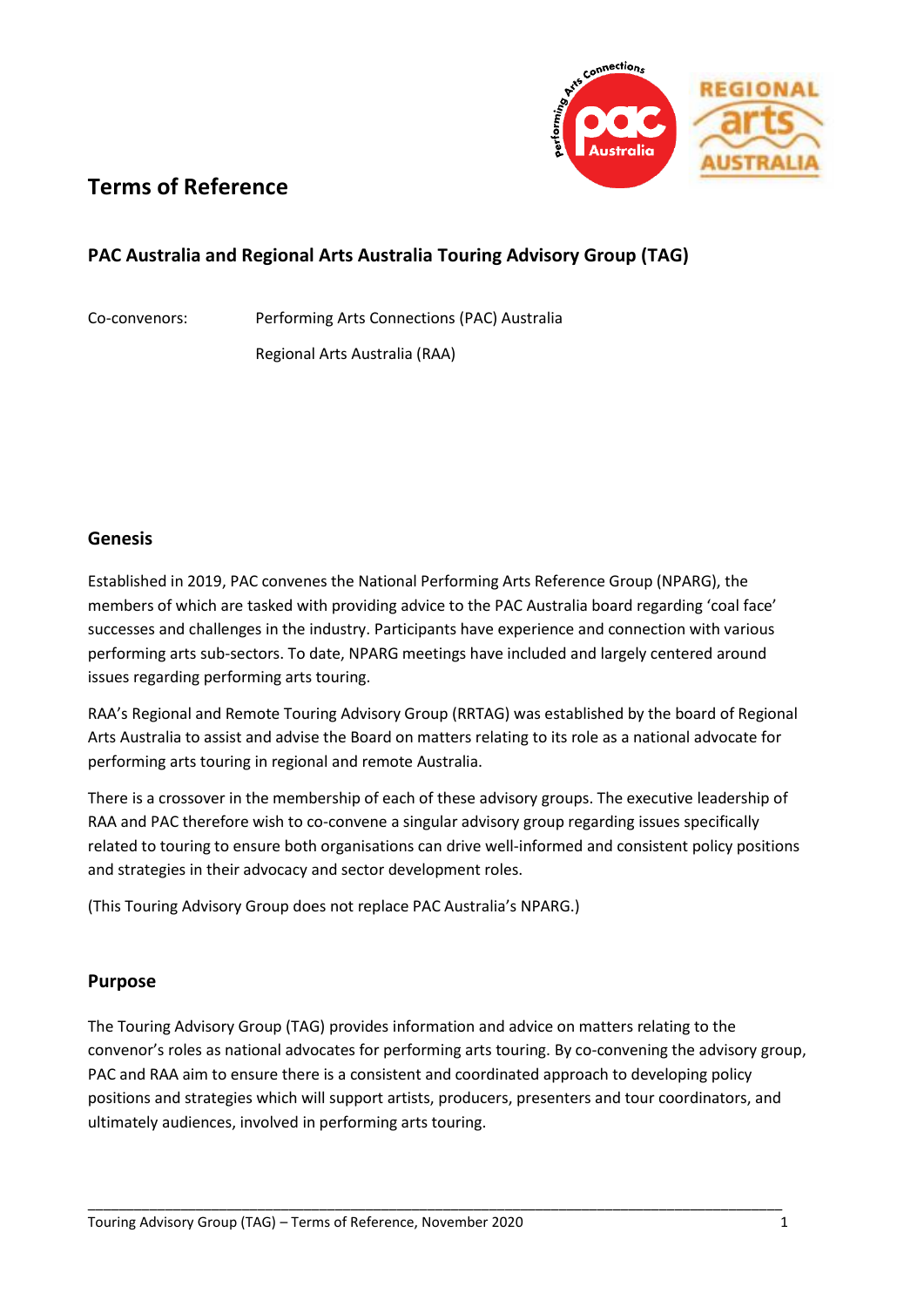# Terms of Reference

## PAC Australia and Regional Arts Australia Touring Advisory Group (TAG)

Co-convenors: Performing Arts Connections (PAC) Australia

Regional Arts Australia (RAA)

## Genesis

Established in 2019, PAC convenes the National Performing Arts Reference Group (NPARG), the members of which are tasked with providing advice to the PAC Australia board regarding 'coal face' successes and challenges in the industry. Participants have experience and connection with various performing arts sub-sectors. To date, NPARG meetings have included and largely centered around issues regarding performing arts touring.

RAA's Regional and Remote Touring Advisory Group (RRTAG) was established by the board of Regional Arts Australia to assist and advise the Board on matters relating to its role as a national advocate for performing arts touring in regional and remote Australia.

There is a crossover in the membership of each of these advisory groups. The executive leadership of RAA and PAC therefore wish to co-convene a singular advisory group regarding issues specifically related to touring to ensure both organisations can drive well-informed and consistent policy positions and strategies in their advocacy and sector development roles.

(This Touring Advisory Group does not replace PAC Australia's NPARG.)

## Purpose

The Touring Advisory Group (TAG) provides information and advice on matters relating to the convenor's roles as national advocates for performing arts touring. By co-convening the advisory group, PAC and RAA aim to ensure there is a consistent and coordinated approach to developing policy positions and strategies which will support artists, producers, presenters and tour coordinators, and ultimately audiences, involved in performing arts touring.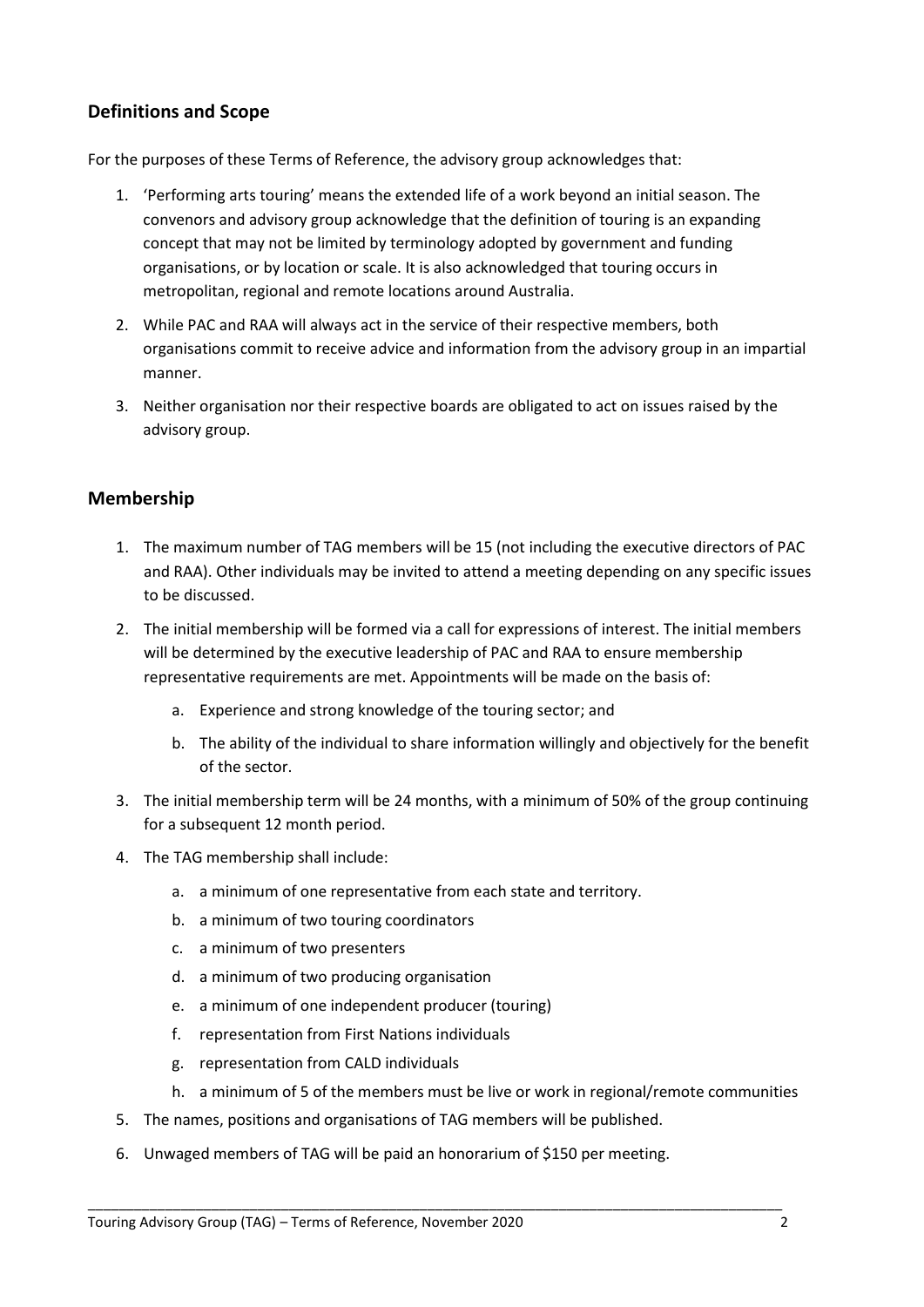## Definitions and Scope

For the purposes of these Terms of Reference, the advisory group acknowledges that:

1. 'Performing arts touring' means the extended life of a work beyond an initial season. The convenors and advisory group acknowledge that the definition of touring is an expanding concept that may not be limited by terminology adopted by government and funding organisations, or by location or scale. It is also acknowledged that touring occurs in metropolitan, regional and remote locations around Australia.
2. While PAC and RAA will always act in the service of their respective members, both organisations commit to receive advice and information from the advisory group in an impartial manner.
3. Neither organisation nor their respective boards are obligated to act on issues raised by the advisory group.

## Membership

1. The maximum number of TAG members will be 15 (not including the executive directors of PAC and RAA). Other individuals may be invited to attend a meeting depending on any specific issues to be discussed.
2. The initial membership will be formed via a call for expressions of interest. The initial members will be determined by the executive leadership of PAC and RAA to ensure membership representative requirements are met. Appointments will be made on the basis of:
   a. Experience and strong knowledge of the touring sector; and
   b. The ability of the individual to share information willingly and objectively for the benefit of the sector.
3. The initial membership term will be 24 months, with a minimum of 50% of the group continuing for a subsequent 12 month period.
4. The TAG membership shall include:
   a. a minimum of one representative from each state and territory.
   b. a minimum of two touring coordinators
   c. a minimum of two presenters
   d. a minimum of two producing organisation
   e. a minimum of one independent producer (touring)
   f. representation from First Nations individuals
   g. representation from CALD individuals
   h. a minimum of 5 of the members must be live or work in regional/remote communities
5. The names, positions and organisations of TAG members will be published.
6. Unwaged members of TAG will be paid an honorarium of $150 per meeting.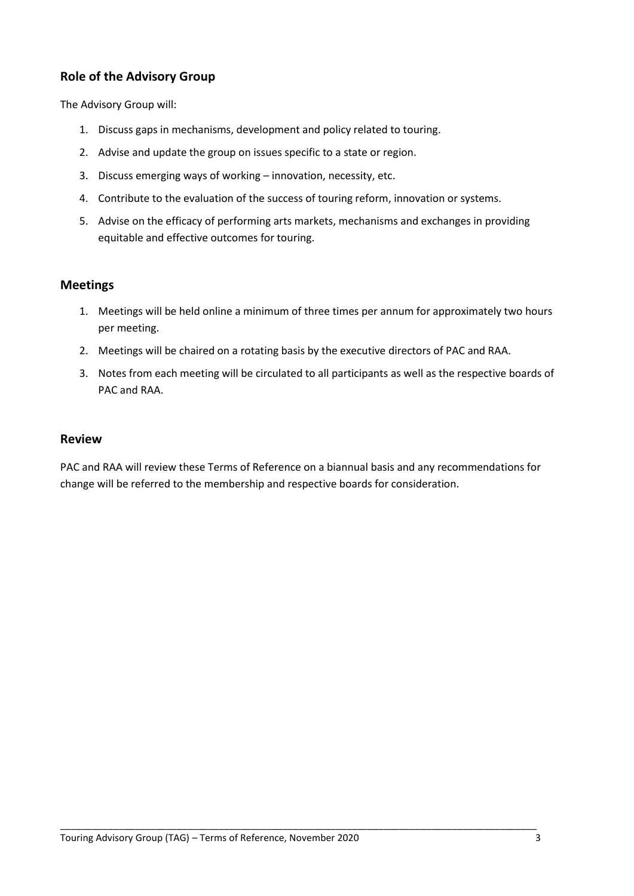## Role of the Advisory Group

The Advisory Group will:

1. Discuss gaps in mechanisms, development and policy related to touring.
2. Advise and update the group on issues specific to a state or region.
3. Discuss emerging ways of working – innovation, necessity, etc.
4. Contribute to the evaluation of the success of touring reform, innovation or systems.
5. Advise on the efficacy of performing arts markets, mechanisms and exchanges in providing equitable and effective outcomes for touring.

## Meetings

1. Meetings will be held online a minimum of three times per annum for approximately two hours per meeting.
2. Meetings will be chaired on a rotating basis by the executive directors of PAC and RAA.
3. Notes from each meeting will be circulated to all participants as well as the respective boards of PAC and RAA.

## Review

PAC and RAA will review these Terms of Reference on a biannual basis and any recommendations for change will be referred to the membership and respective boards for consideration.